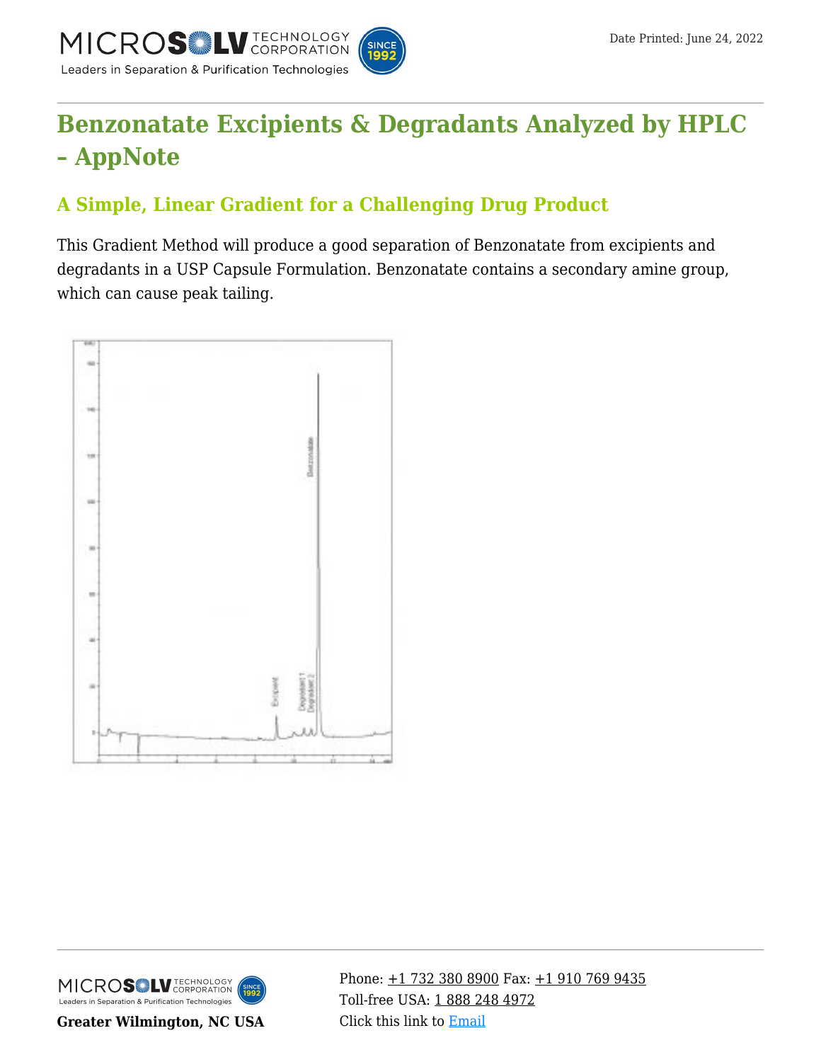# Benzonatate Excipients & Degradants Analyzed by HPLC – AppNote

## A Simple, Linear Gradient for a Challenging Drug Product

This Gradient Method will produce a good separation of Benzonatate from excipients and degradants in a USP Capsule Formulation. Benzonatate contains a secondary amine group, which can cause peak tailing.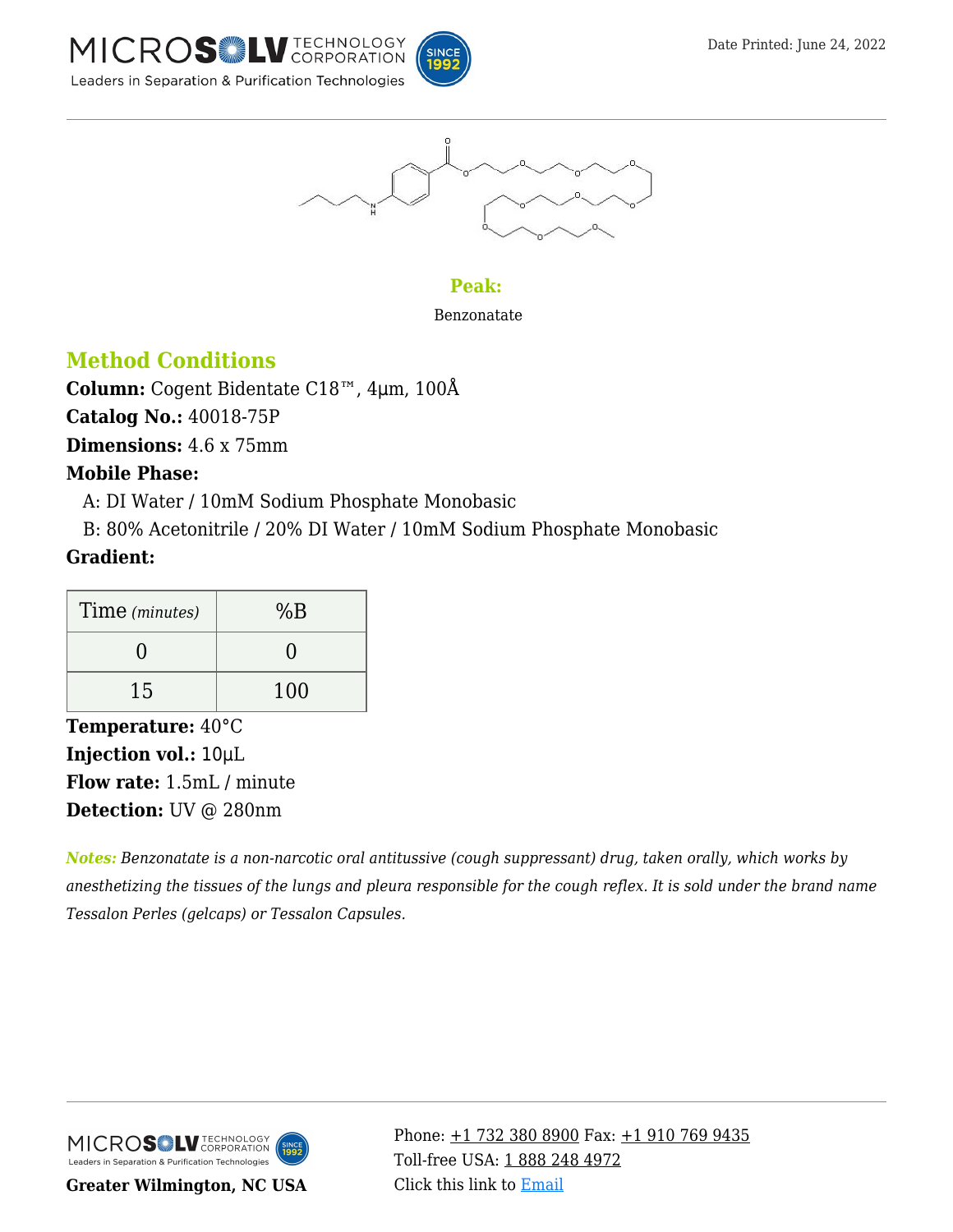**Peak:**

Benzonatate

## Method Conditions

**Column:** Cogent Bidentate C18™, 4µm, 100Å

**Catalog No.:** 40018-75P

**Dimensions:** 4.6 x 75mm

**Mobile Phase:**

A: DI Water / 10mM Sodium Phosphate Monobasic

B: 80% Acetonitrile / 20% DI Water / 10mM Sodium Phosphate Monobasic

**Gradient:**

| Time *(minutes)* | %B |
|---|---|
| 0 | 0 |
| 15 | 100 |

**Temperature:** 40°C

**Injection vol.:** 10µL

**Flow rate:** 1.5mL / minute

**Detection:** UV @ 280nm

***Notes:*** *Benzonatate is a non-narcotic oral antitussive (cough suppressant) drug, taken orally, which works by anesthetizing the tissues of the lungs and pleura responsible for the cough reflex. It is sold under the brand name Tessalon Perles (gelcaps) or Tessalon Capsules.*

**Greater Wilmington, NC USA**

Phone: +1 732 380 8900 Fax: +1 910 769 9435
Toll-free USA: 1 888 248 4972
Click this link to Email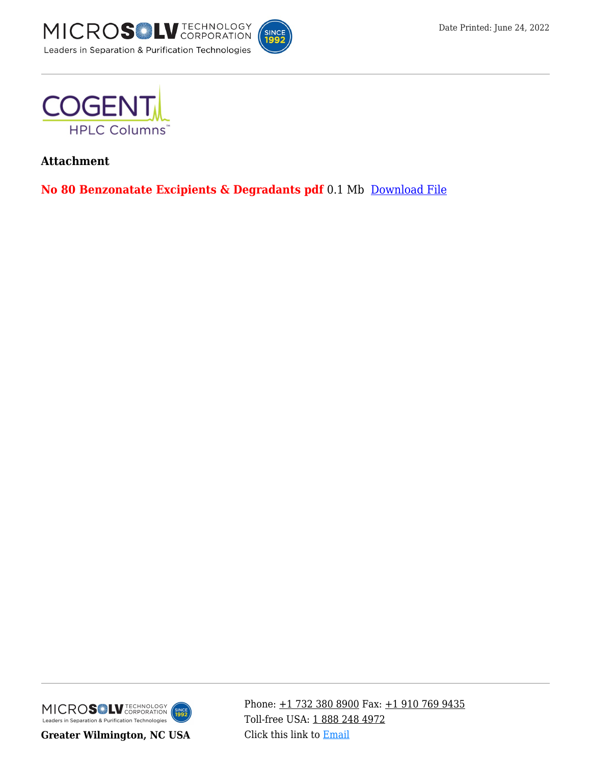### Attachment

**No 80 Benzonatate Excipients & Degradants pdf** 0.1 Mb  Download File